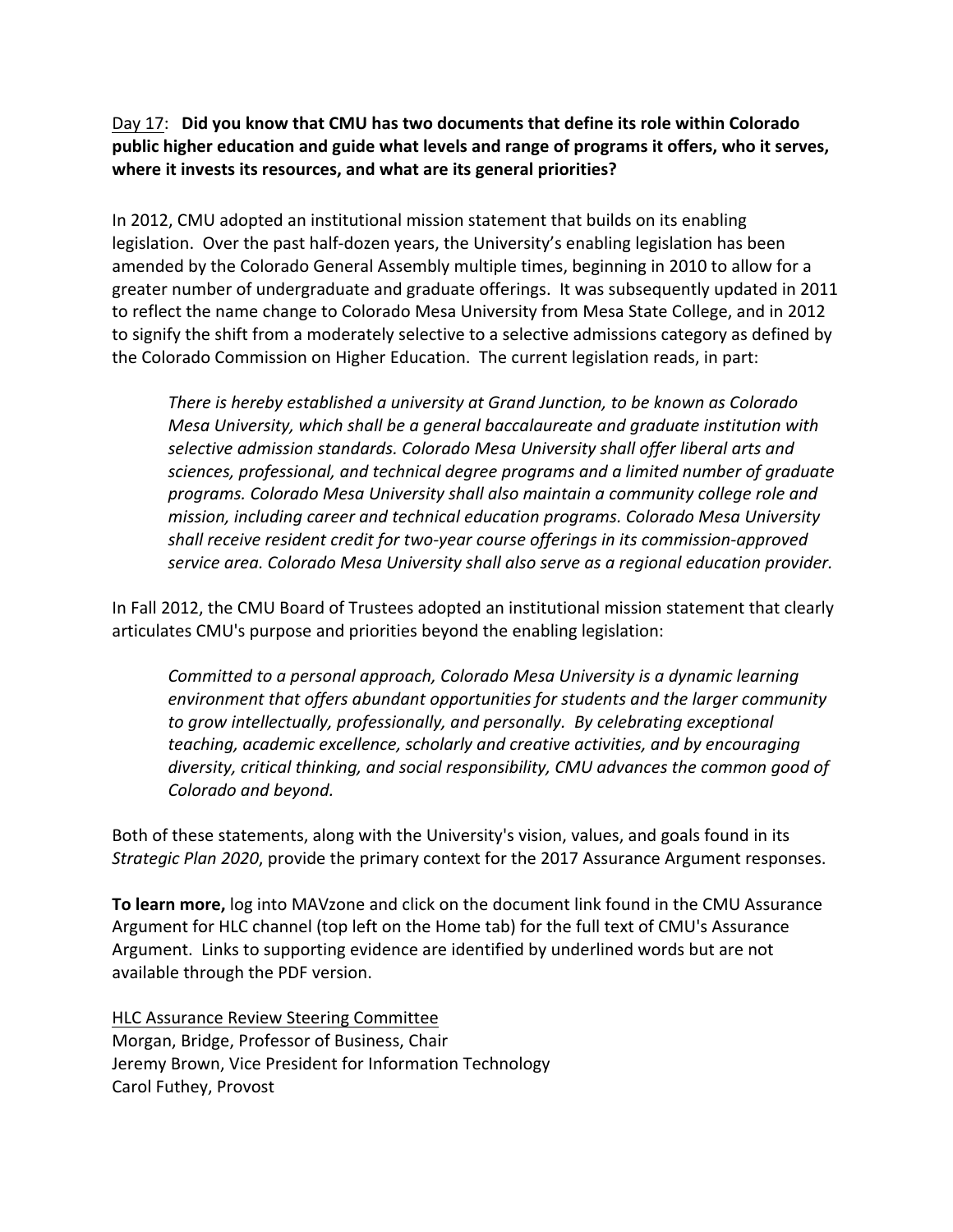Day 17: **Did you know that CMU has two documents that define its role within Colorado public higher education and guide what levels and range of programs it offers, who it serves, where it invests its resources, and what are its general priorities?**

In 2012, CMU adopted an institutional mission statement that builds on its enabling legislation. Over the past half-dozen years, the University's enabling legislation has been amended by the Colorado General Assembly multiple times, beginning in 2010 to allow for a greater number of undergraduate and graduate offerings. It was subsequently updated in 2011 to reflect the name change to Colorado Mesa University from Mesa State College, and in 2012 to signify the shift from a moderately selective to a selective admissions category as defined by the Colorado Commission on Higher Education. The current legislation reads, in part:

> *There is hereby established a university at Grand Junction, to be known as Colorado Mesa University, which shall be a general baccalaureate and graduate institution with selective admission standards. Colorado Mesa University shall offer liberal arts and sciences, professional, and technical degree programs and a limited number of graduate programs. Colorado Mesa University shall also maintain a community college role and mission, including career and technical education programs. Colorado Mesa University shall receive resident credit for two-year course offerings in its commission-approved service area. Colorado Mesa University shall also serve as a regional education provider.*

In Fall 2012, the CMU Board of Trustees adopted an institutional mission statement that clearly articulates CMU's purpose and priorities beyond the enabling legislation:

> *Committed to a personal approach, Colorado Mesa University is a dynamic learning environment that offers abundant opportunities for students and the larger community to grow intellectually, professionally, and personally. By celebrating exceptional teaching, academic excellence, scholarly and creative activities, and by encouraging diversity, critical thinking, and social responsibility, CMU advances the common good of Colorado and beyond.*

Both of these statements, along with the University's vision, values, and goals found in its *Strategic Plan 2020*, provide the primary context for the 2017 Assurance Argument responses.

**To learn more,** log into MAVzone and click on the document link found in the CMU Assurance Argument for HLC channel (top left on the Home tab) for the full text of CMU's Assurance Argument. Links to supporting evidence are identified by underlined words but are not available through the PDF version.

HLC Assurance Review Steering Committee
Morgan, Bridge, Professor of Business, Chair
Jeremy Brown, Vice President for Information Technology
Carol Futhey, Provost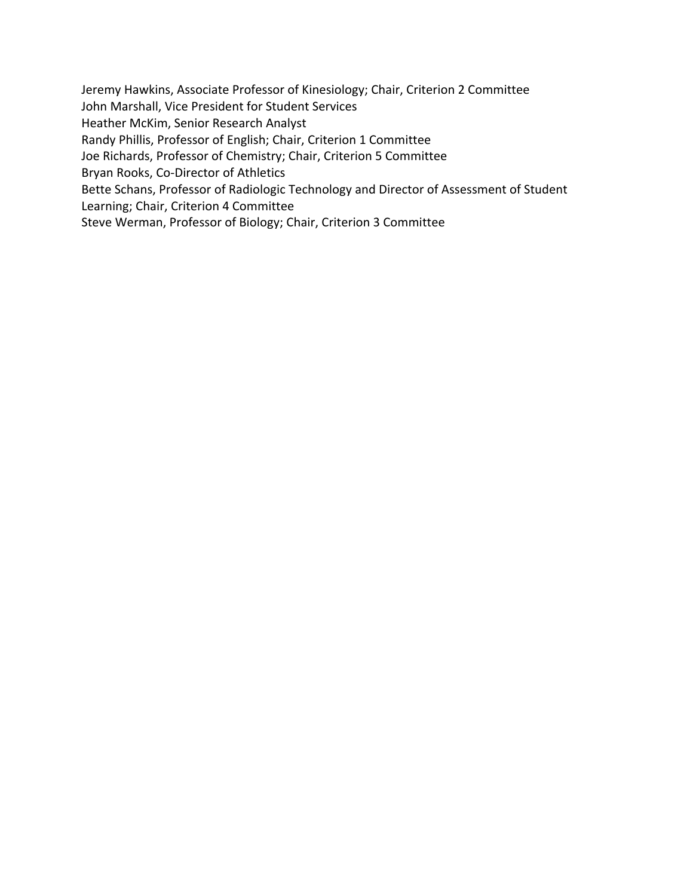Jeremy Hawkins, Associate Professor of Kinesiology; Chair, Criterion 2 Committee
John Marshall, Vice President for Student Services
Heather McKim, Senior Research Analyst
Randy Phillis, Professor of English; Chair, Criterion 1 Committee
Joe Richards, Professor of Chemistry; Chair, Criterion 5 Committee
Bryan Rooks, Co-Director of Athletics
Bette Schans, Professor of Radiologic Technology and Director of Assessment of Student Learning; Chair, Criterion 4 Committee
Steve Werman, Professor of Biology; Chair, Criterion 3 Committee